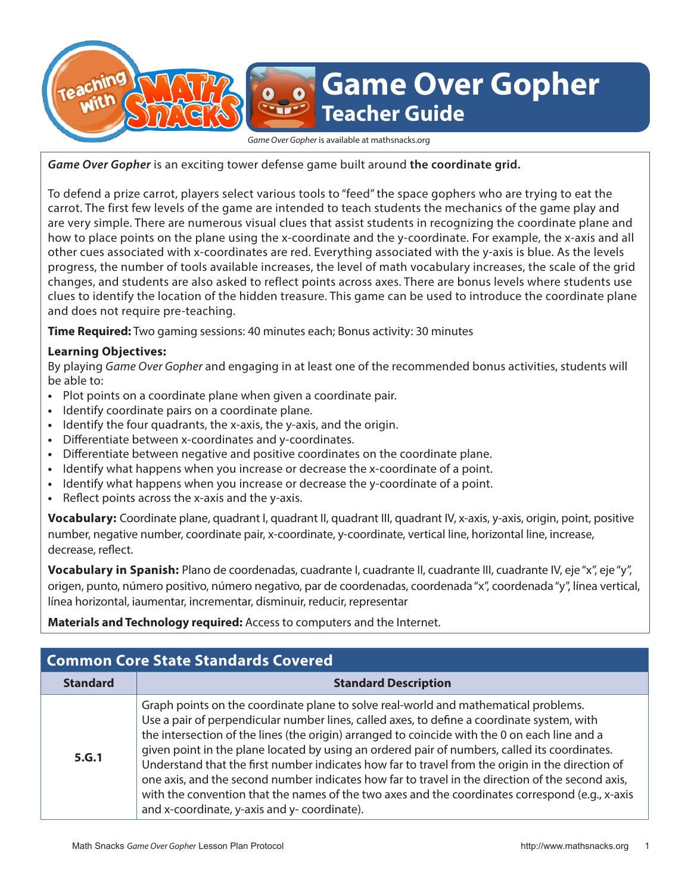# Game Over Gopher

## Teacher Guide

*Game Over Gopher* is available at mathsnacks.org

***Game Over Gopher*** is an exciting tower defense game built around **the coordinate grid.**

To defend a prize carrot, players select various tools to "feed" the space gophers who are trying to eat the carrot. The first few levels of the game are intended to teach students the mechanics of the game play and are very simple. There are numerous visual clues that assist students in recognizing the coordinate plane and how to place points on the plane using the x-coordinate and the y-coordinate. For example, the x-axis and all other cues associated with x-coordinates are red. Everything associated with the y-axis is blue. As the levels progress, the number of tools available increases, the level of math vocabulary increases, the scale of the grid changes, and students are also asked to reflect points across axes. There are bonus levels where students use clues to identify the location of the hidden treasure. This game can be used to introduce the coordinate plane and does not require pre-teaching.

**Time Required:** Two gaming sessions: 40 minutes each; Bonus activity: 30 minutes

**Learning Objectives:**
By playing *Game Over Gopher* and engaging in at least one of the recommended bonus activities, students will be able to:

- Plot points on a coordinate plane when given a coordinate pair.
- Identify coordinate pairs on a coordinate plane.
- Identify the four quadrants, the x-axis, the y-axis, and the origin.
- Differentiate between x-coordinates and y-coordinates.
- Differentiate between negative and positive coordinates on the coordinate plane.
- Identify what happens when you increase or decrease the x-coordinate of a point.
- Identify what happens when you increase or decrease the y-coordinate of a point.
- Reflect points across the x-axis and the y-axis.

**Vocabulary:** Coordinate plane, quadrant I, quadrant II, quadrant III, quadrant IV, x-axis, y-axis, origin, point, positive number, negative number, coordinate pair, x-coordinate, y-coordinate, vertical line, horizontal line, increase, decrease, reflect.

**Vocabulary in Spanish:** Plano de coordenadas, cuadrante I, cuadrante II, cuadrante III, cuadrante IV, eje "x", eje "y", origen, punto, número positivo, número negativo, par de coordenadas, coordenada "x", coordenada "y", línea vertical, línea horizontal, iaumentar, incrementar, disminuir, reducir, representar

**Materials and Technology required:** Access to computers and the Internet.

## Common Core State Standards Covered

| Standard | Standard Description |
|---|---|
| **5.G.1** | Graph points on the coordinate plane to solve real-world and mathematical problems. Use a pair of perpendicular number lines, called axes, to define a coordinate system, with the intersection of the lines (the origin) arranged to coincide with the 0 on each line and a given point in the plane located by using an ordered pair of numbers, called its coordinates. Understand that the first number indicates how far to travel from the origin in the direction of one axis, and the second number indicates how far to travel in the direction of the second axis, with the convention that the names of the two axes and the coordinates correspond (e.g., x-axis and x-coordinate, y-axis and y- coordinate). |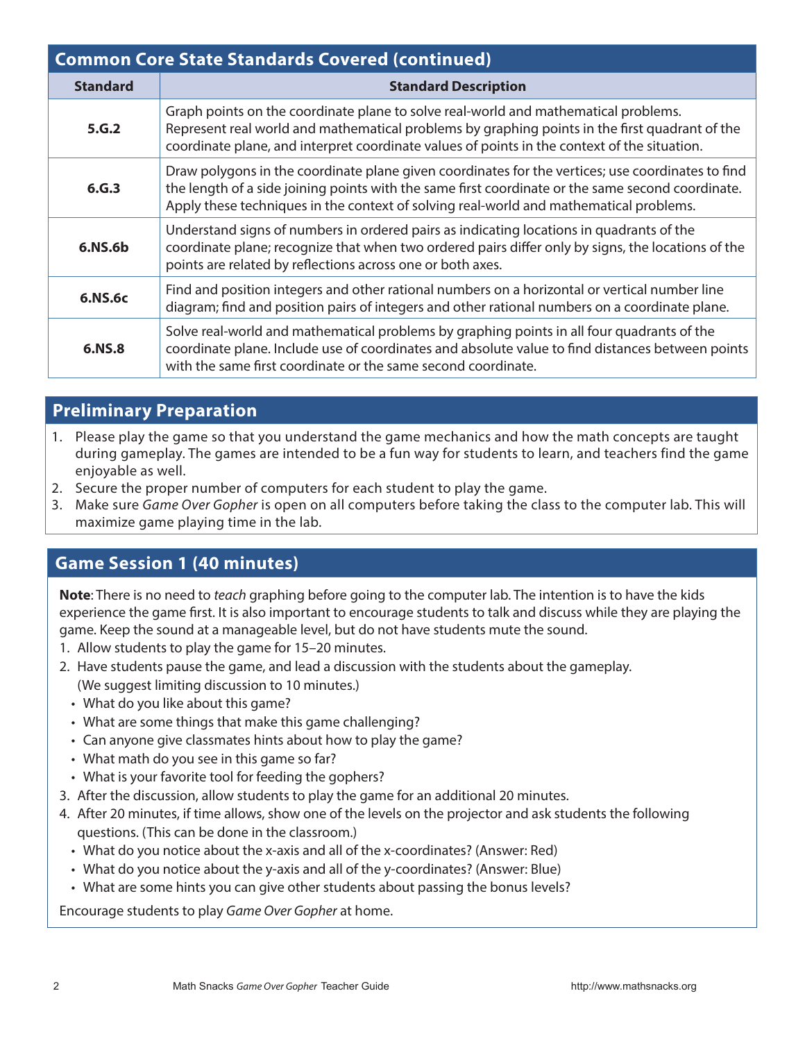## Common Core State Standards Covered (continued)

| Standard | Standard Description |
|---|---|
| **5.G.2** | Graph points on the coordinate plane to solve real-world and mathematical problems. Represent real world and mathematical problems by graphing points in the first quadrant of the coordinate plane, and interpret coordinate values of points in the context of the situation. |
| **6.G.3** | Draw polygons in the coordinate plane given coordinates for the vertices; use coordinates to find the length of a side joining points with the same first coordinate or the same second coordinate. Apply these techniques in the context of solving real-world and mathematical problems. |
| **6.NS.6b** | Understand signs of numbers in ordered pairs as indicating locations in quadrants of the coordinate plane; recognize that when two ordered pairs differ only by signs, the locations of the points are related by reflections across one or both axes. |
| **6.NS.6c** | Find and position integers and other rational numbers on a horizontal or vertical number line diagram; find and position pairs of integers and other rational numbers on a coordinate plane. |
| **6.NS.8** | Solve real-world and mathematical problems by graphing points in all four quadrants of the coordinate plane. Include use of coordinates and absolute value to find distances between points with the same first coordinate or the same second coordinate. |

## Preliminary Preparation

1. Please play the game so that you understand the game mechanics and how the math concepts are taught during gameplay. The games are intended to be a fun way for students to learn, and teachers find the game enjoyable as well.
2. Secure the proper number of computers for each student to play the game.
3. Make sure *Game Over Gopher* is open on all computers before taking the class to the computer lab. This will maximize game playing time in the lab.

## Game Session 1 (40 minutes)

**Note**: There is no need to *teach* graphing before going to the computer lab. The intention is to have the kids experience the game first. It is also important to encourage students to talk and discuss while they are playing the game. Keep the sound at a manageable level, but do not have students mute the sound.

1. Allow students to play the game for 15–20 minutes.
2. Have students pause the game, and lead a discussion with the students about the gameplay. (We suggest limiting discussion to 10 minutes.)
   - What do you like about this game?
   - What are some things that make this game challenging?
   - Can anyone give classmates hints about how to play the game?
   - What math do you see in this game so far?
   - What is your favorite tool for feeding the gophers?
3. After the discussion, allow students to play the game for an additional 20 minutes.
4. After 20 minutes, if time allows, show one of the levels on the projector and ask students the following questions. (This can be done in the classroom.)
   - What do you notice about the x-axis and all of the x-coordinates? (Answer: Red)
   - What do you notice about the y-axis and all of the y-coordinates? (Answer: Blue)
   - What are some hints you can give other students about passing the bonus levels?

Encourage students to play *Game Over Gopher* at home.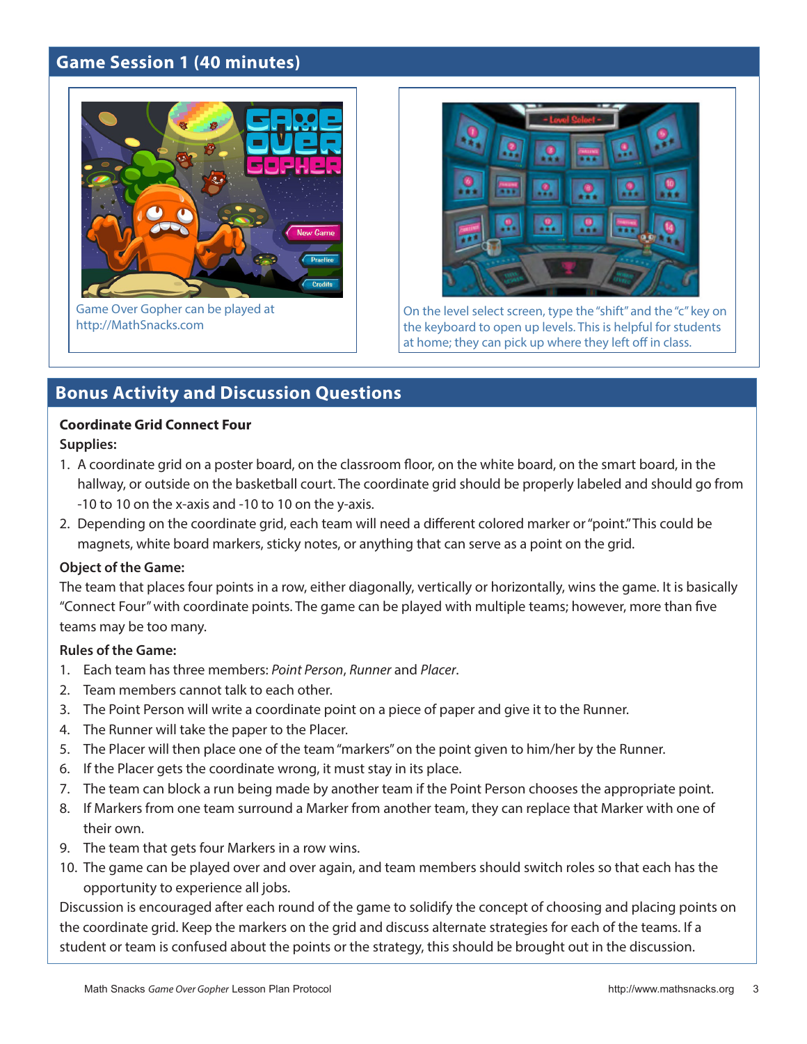## Game Session 1 (40 minutes)

Game Over Gopher can be played at http://MathSnacks.com

On the level select screen, type the "shift" and the "c" key on the keyboard to open up levels. This is helpful for students at home; they can pick up where they left off in class.

## Bonus Activity and Discussion Questions

**Coordinate Grid Connect Four**

**Supplies:**

1. A coordinate grid on a poster board, on the classroom floor, on the white board, on the smart board, in the hallway, or outside on the basketball court. The coordinate grid should be properly labeled and should go from -10 to 10 on the x-axis and -10 to 10 on the y-axis.
2. Depending on the coordinate grid, each team will need a different colored marker or "point." This could be magnets, white board markers, sticky notes, or anything that can serve as a point on the grid.

**Object of the Game:**

The team that places four points in a row, either diagonally, vertically or horizontally, wins the game. It is basically "Connect Four" with coordinate points. The game can be played with multiple teams; however, more than five teams may be too many.

**Rules of the Game:**

1. Each team has three members: *Point Person*, *Runner* and *Placer*.
2. Team members cannot talk to each other.
3. The Point Person will write a coordinate point on a piece of paper and give it to the Runner.
4. The Runner will take the paper to the Placer.
5. The Placer will then place one of the team "markers" on the point given to him/her by the Runner.
6. If the Placer gets the coordinate wrong, it must stay in its place.
7. The team can block a run being made by another team if the Point Person chooses the appropriate point.
8. If Markers from one team surround a Marker from another team, they can replace that Marker with one of their own.
9. The team that gets four Markers in a row wins.
10. The game can be played over and over again, and team members should switch roles so that each has the opportunity to experience all jobs.

Discussion is encouraged after each round of the game to solidify the concept of choosing and placing points on the coordinate grid. Keep the markers on the grid and discuss alternate strategies for each of the teams. If a student or team is confused about the points or the strategy, this should be brought out in the discussion.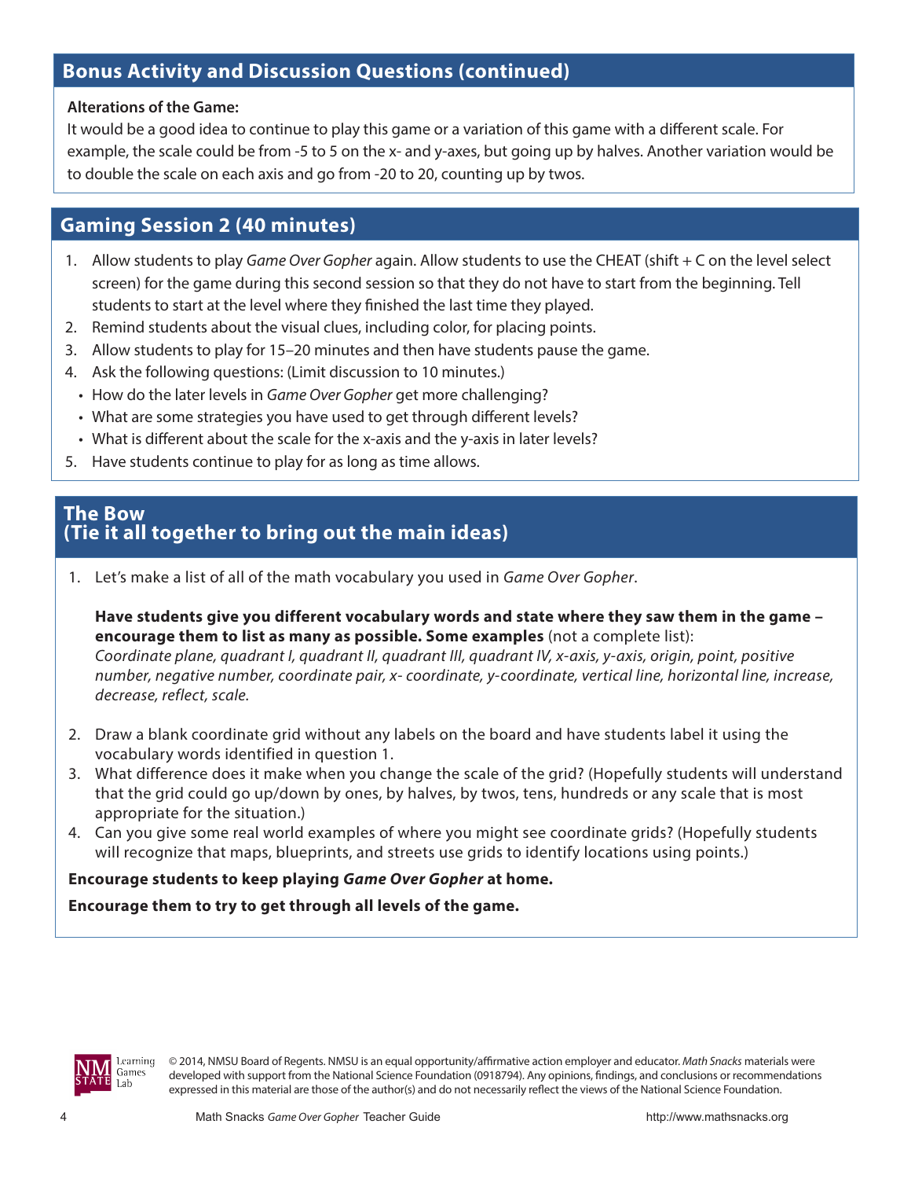## Bonus Activity and Discussion Questions (continued)

**Alterations of the Game:**

It would be a good idea to continue to play this game or a variation of this game with a different scale. For example, the scale could be from -5 to 5 on the x- and y-axes, but going up by halves. Another variation would be to double the scale on each axis and go from -20 to 20, counting up by twos.

## Gaming Session 2 (40 minutes)

1. Allow students to play *Game Over Gopher* again. Allow students to use the CHEAT (shift + C on the level select screen) for the game during this second session so that they do not have to start from the beginning. Tell students to start at the level where they finished the last time they played.
2. Remind students about the visual clues, including color, for placing points.
3. Allow students to play for 15–20 minutes and then have students pause the game.
4. Ask the following questions: (Limit discussion to 10 minutes.)
   - How do the later levels in *Game Over Gopher* get more challenging?
   - What are some strategies you have used to get through different levels?
   - What is different about the scale for the x-axis and the y-axis in later levels?
5. Have students continue to play for as long as time allows.

## The Bow (Tie it all together to bring out the main ideas)

1. Let's make a list of all of the math vocabulary you used in *Game Over Gopher*.

   **Have students give you different vocabulary words and state where they saw them in the game – encourage them to list as many as possible. Some examples** (not a complete list):
   *Coordinate plane, quadrant I, quadrant II, quadrant III, quadrant IV, x-axis, y-axis, origin, point, positive number, negative number, coordinate pair, x- coordinate, y-coordinate, vertical line, horizontal line, increase, decrease, reflect, scale.*

2. Draw a blank coordinate grid without any labels on the board and have students label it using the vocabulary words identified in question 1.
3. What difference does it make when you change the scale of the grid? (Hopefully students will understand that the grid could go up/down by ones, by halves, by twos, tens, hundreds or any scale that is most appropriate for the situation.)
4. Can you give some real world examples of where you might see coordinate grids? (Hopefully students will recognize that maps, blueprints, and streets use grids to identify locations using points.)

**Encourage students to keep playing *Game Over Gopher* at home.**

**Encourage them to try to get through all levels of the game.**

NM STATE Learning Games Lab

© 2014, NMSU Board of Regents. NMSU is an equal opportunity/affirmative action employer and educator. *Math Snacks* materials were developed with support from the National Science Foundation (0918794). Any opinions, findings, and conclusions or recommendations expressed in this material are those of the author(s) and do not necessarily reflect the views of the National Science Foundation.